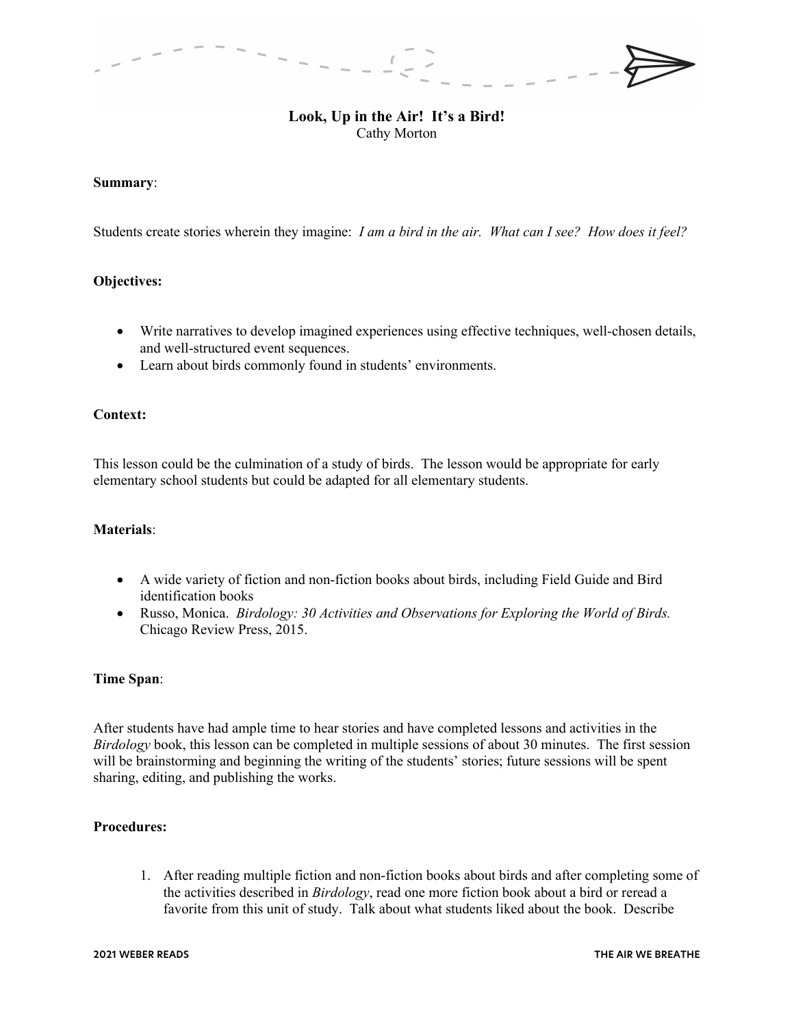# Look, Up in the Air! It's a Bird!

Cathy Morton

**Summary**:

Students create stories wherein they imagine: *I am a bird in the air. What can I see? How does it feel?*

**Objectives:**

- Write narratives to develop imagined experiences using effective techniques, well-chosen details, and well-structured event sequences.
- Learn about birds commonly found in students' environments.

**Context:**

This lesson could be the culmination of a study of birds. The lesson would be appropriate for early elementary school students but could be adapted for all elementary students.

**Materials**:

- A wide variety of fiction and non-fiction books about birds, including Field Guide and Bird identification books
- Russo, Monica. *Birdology: 30 Activities and Observations for Exploring the World of Birds.* Chicago Review Press, 2015.

**Time Span**:

After students have had ample time to hear stories and have completed lessons and activities in the *Birdology* book, this lesson can be completed in multiple sessions of about 30 minutes. The first session will be brainstorming and beginning the writing of the students' stories; future sessions will be spent sharing, editing, and publishing the works.

**Procedures:**

1. After reading multiple fiction and non-fiction books about birds and after completing some of the activities described in *Birdology*, read one more fiction book about a bird or reread a favorite from this unit of study. Talk about what students liked about the book. Describe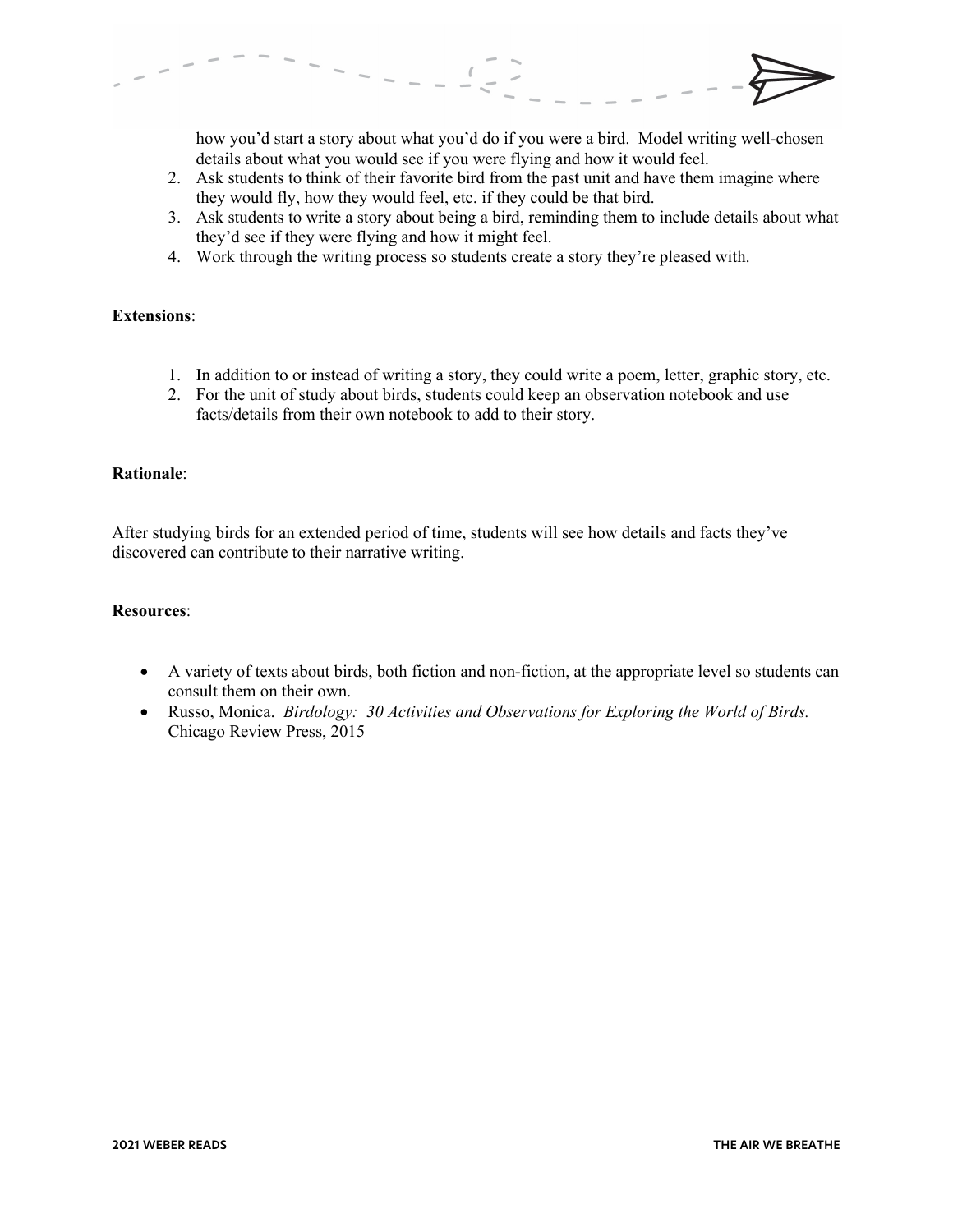how you'd start a story about what you'd do if you were a bird. Model writing well-chosen details about what you would see if you were flying and how it would feel.

2. Ask students to think of their favorite bird from the past unit and have them imagine where they would fly, how they would feel, etc. if they could be that bird.
3. Ask students to write a story about being a bird, reminding them to include details about what they'd see if they were flying and how it might feel.
4. Work through the writing process so students create a story they're pleased with.

**Extensions**:

1. In addition to or instead of writing a story, they could write a poem, letter, graphic story, etc.
2. For the unit of study about birds, students could keep an observation notebook and use facts/details from their own notebook to add to their story.

**Rationale**:

After studying birds for an extended period of time, students will see how details and facts they've discovered can contribute to their narrative writing.

**Resources**:

- A variety of texts about birds, both fiction and non-fiction, at the appropriate level so students can consult them on their own.
- Russo, Monica. *Birdology: 30 Activities and Observations for Exploring the World of Birds.* Chicago Review Press, 2015